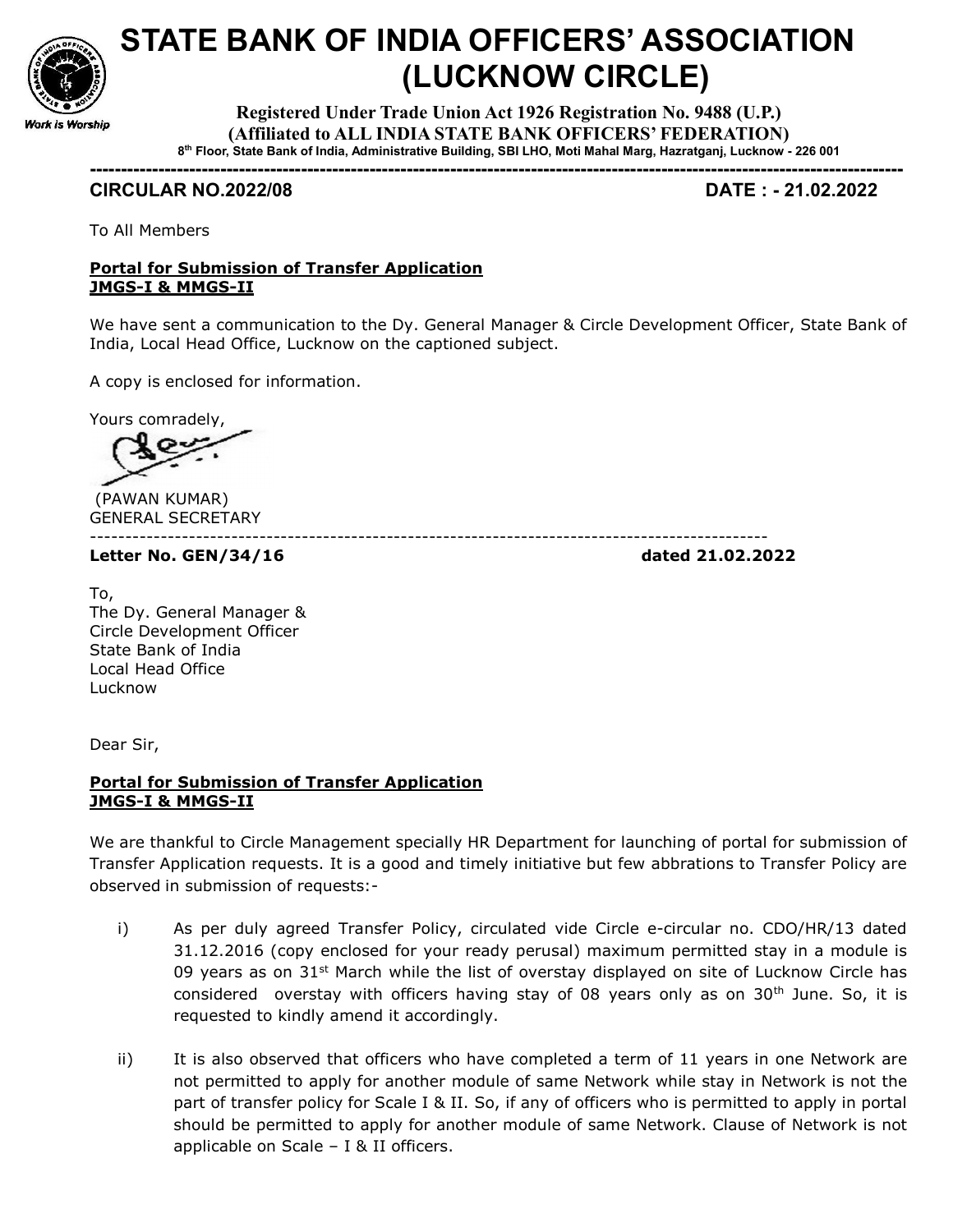# STATE BANK OF INDIA OFFICERS' ASSOCIATION (LUCKNOW CIRCLE)

Work is Worship

**Registered Under Trade Union Act 1926 Registration No. 9488 (U.P.)**
**(Affiliated to ALL INDIA STATE BANK OFFICERS' FEDERATION)**
**8th Floor, State Bank of India, Administrative Building, SBI LHO, Moti Mahal Marg, Hazratganj, Lucknow - 226 001**

---

**CIRCULAR NO.2022/08** **DATE : - 21.02.2022**

To All Members

**Portal for Submission of Transfer Application**
**JMGS-I & MMGS-II**

We have sent a communication to the Dy. General Manager & Circle Development Officer, State Bank of India, Local Head Office, Lucknow on the captioned subject.

A copy is enclosed for information.

Yours comradely,

(PAWAN KUMAR)
GENERAL SECRETARY

---

**Letter No. GEN/34/16** **dated 21.02.2022**

To,
The Dy. General Manager &
Circle Development Officer
State Bank of India
Local Head Office
Lucknow

Dear Sir,

**Portal for Submission of Transfer Application**
**JMGS-I & MMGS-II**

We are thankful to Circle Management specially HR Department for launching of portal for submission of Transfer Application requests. It is a good and timely initiative but few abrations to Transfer Policy are observed in submission of requests:-

i) As per duly agreed Transfer Policy, circulated vide Circle e-circular no. CDO/HR/13 dated 31.12.2016 (copy enclosed for your ready perusal) maximum permitted stay in a module is 09 years as on 31st March while the list of overstay displayed on site of Lucknow Circle has considered overstay with officers having stay of 08 years only as on 30th June. So, it is requested to kindly amend it accordingly.

ii) It is also observed that officers who have completed a term of 11 years in one Network are not permitted to apply for another module of same Network while stay in Network is not the part of transfer policy for Scale I & II. So, if any of officers who is permitted to apply in portal should be permitted to apply for another module of same Network. Clause of Network is not applicable on Scale – I & II officers.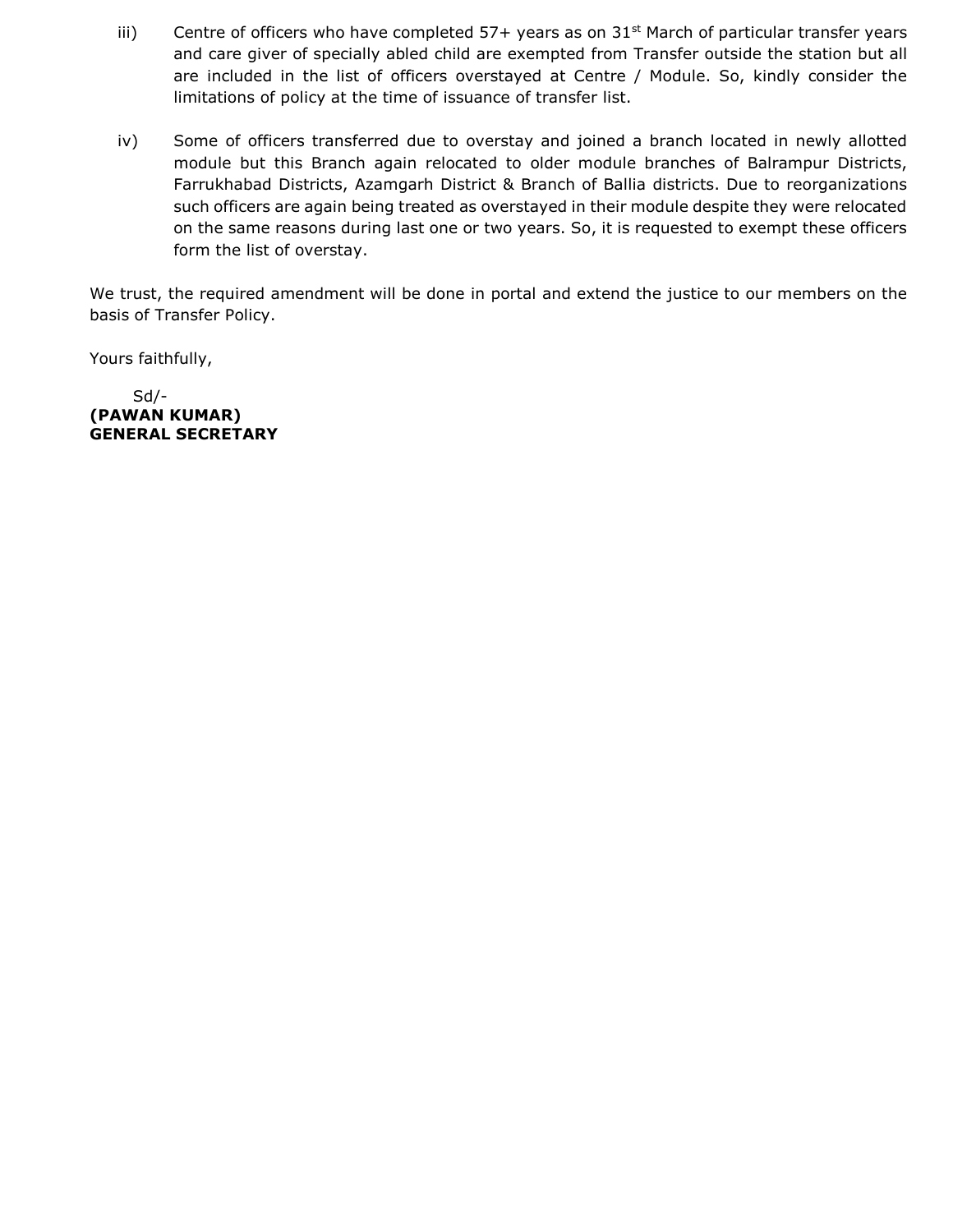iii) Centre of officers who have completed 57+ years as on 31st March of particular transfer years and care giver of specially abled child are exempted from Transfer outside the station but all are included in the list of officers overstayed at Centre / Module. So, kindly consider the limitations of policy at the time of issuance of transfer list.

iv) Some of officers transferred due to overstay and joined a branch located in newly allotted module but this Branch again relocated to older module branches of Balrampur Districts, Farrukhabad Districts, Azamgarh District & Branch of Ballia districts. Due to reorganizations such officers are again being treated as overstayed in their module despite they were relocated on the same reasons during last one or two years. So, it is requested to exempt these officers form the list of overstay.

We trust, the required amendment will be done in portal and extend the justice to our members on the basis of Transfer Policy.

Yours faithfully,

Sd/-
**(PAWAN KUMAR)**
**GENERAL SECRETARY**